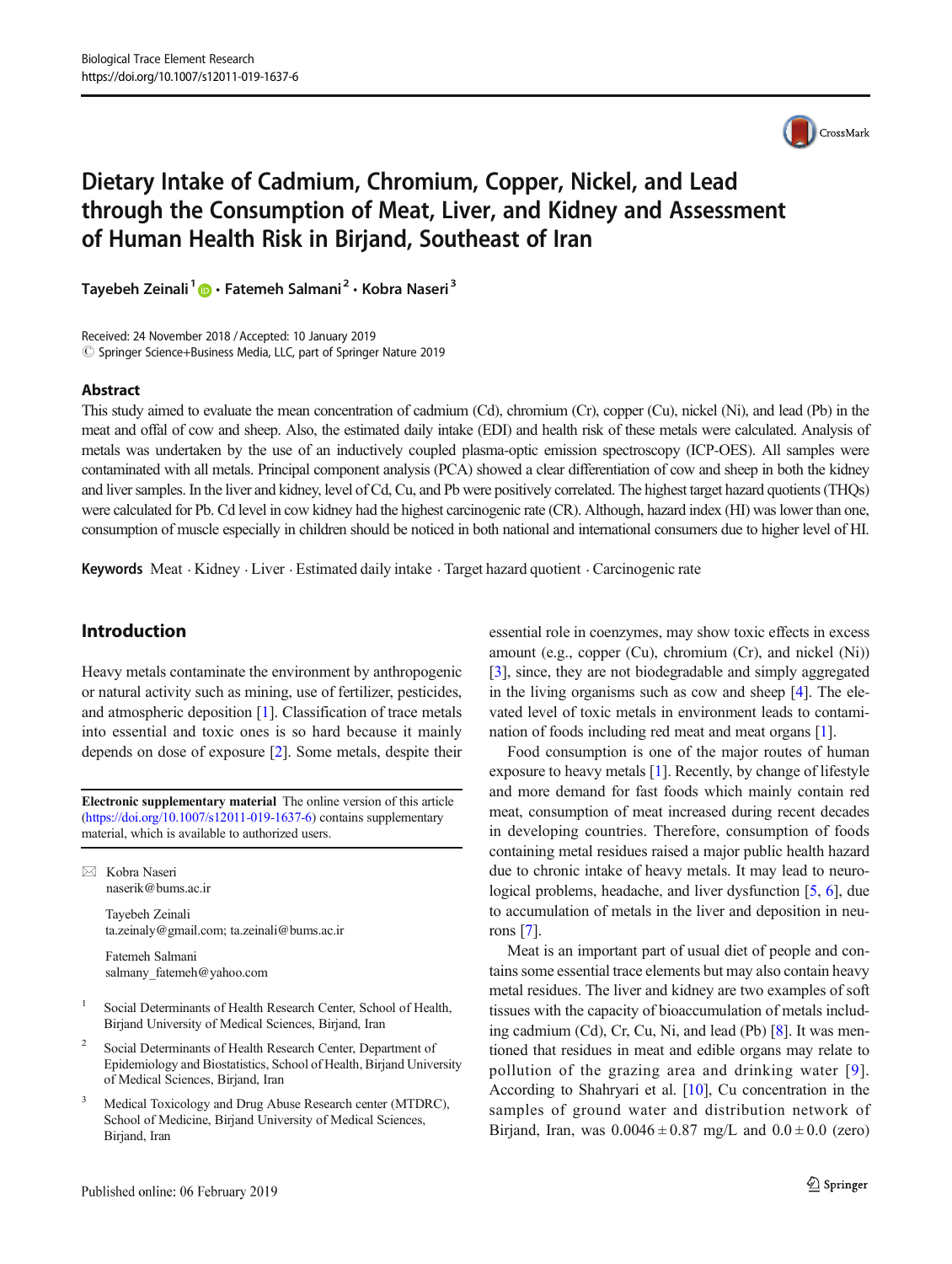# Dietary Intake of Cadmium, Chromium, Copper, Nickel, and Lead through the Consumption of Meat, Liver, and Kidney and Assessment of Human Health Risk in Birjand, Southeast of Iran

Tayebeh Zeinali[1] · Fatemeh Salmani[2] · Kobra Naseri[3]

Received: 24 November 2018 / Accepted: 10 January 2019
© Springer Science+Business Media, LLC, part of Springer Nature 2019

## Abstract

This study aimed to evaluate the mean concentration of cadmium (Cd), chromium (Cr), copper (Cu), nickel (Ni), and lead (Pb) in the meat and offal of cow and sheep. Also, the estimated daily intake (EDI) and health risk of these metals were calculated. Analysis of metals was undertaken by the use of an inductively coupled plasma-optic emission spectroscopy (ICP-OES). All samples were contaminated with all metals. Principal component analysis (PCA) showed a clear differentiation of cow and sheep in both the kidney and liver samples. In the liver and kidney, level of Cd, Cu, and Pb were positively correlated. The highest target hazard quotients (THQs) were calculated for Pb. Cd level in cow kidney had the highest carcinogenic rate (CR). Although, hazard index (HI) was lower than one, consumption of muscle especially in children should be noticed in both national and international consumers due to higher level of HI.

**Keywords** Meat · Kidney · Liver · Estimated daily intake · Target hazard quotient · Carcinogenic rate

## Introduction

Heavy metals contaminate the environment by anthropogenic or natural activity such as mining, use of fertilizer, pesticides, and atmospheric deposition [1]. Classification of trace metals into essential and toxic ones is so hard because it mainly depends on dose of exposure [2]. Some metals, despite their essential role in coenzymes, may show toxic effects in excess amount (e.g., copper (Cu), chromium (Cr), and nickel (Ni)) [3], since, they are not biodegradable and simply aggregated in the living organisms such as cow and sheep [4]. The elevated level of toxic metals in environment leads to contamination of foods including red meat and meat organs [1].

Food consumption is one of the major routes of human exposure to heavy metals [1]. Recently, by change of lifestyle and more demand for fast foods which mainly contain red meat, consumption of meat increased during recent decades in developing countries. Therefore, consumption of foods containing metal residues raised a major public health hazard due to chronic intake of heavy metals. It may lead to neurological problems, headache, and liver dysfunction [5, 6], due to accumulation of metals in the liver and deposition in neurons [7].

Meat is an important part of usual diet of people and contains some essential trace elements but may also contain heavy metal residues. The liver and kidney are two examples of soft tissues with the capacity of bioaccumulation of metals including cadmium (Cd), Cr, Cu, Ni, and lead (Pb) [8]. It was mentioned that residues in meat and edible organs may relate to pollution of the grazing area and drinking water [9]. According to Shahryari et al. [10], Cu concentration in the samples of ground water and distribution network of Birjand, Iran, was 0.0046 ± 0.87 mg/L and 0.0 ± 0.0 (zero)

**Electronic supplementary material** The online version of this article (https://doi.org/10.1007/s12011-019-1637-6) contains supplementary material, which is available to authorized users.

✉ Kobra Naseri
naserik@bums.ac.ir

Tayebeh Zeinali
ta.zeinaly@gmail.com; ta.zeinali@bums.ac.ir

Fatemeh Salmani
salmany_fatemeh@yahoo.com

[1] Social Determinants of Health Research Center, School of Health, Birjand University of Medical Sciences, Birjand, Iran

[2] Social Determinants of Health Research Center, Department of Epidemiology and Biostatistics, School of Health, Birjand University of Medical Sciences, Birjand, Iran

[3] Medical Toxicology and Drug Abuse Research center (MTDRC), School of Medicine, Birjand University of Medical Sciences, Birjand, Iran

Published online: 06 February 2019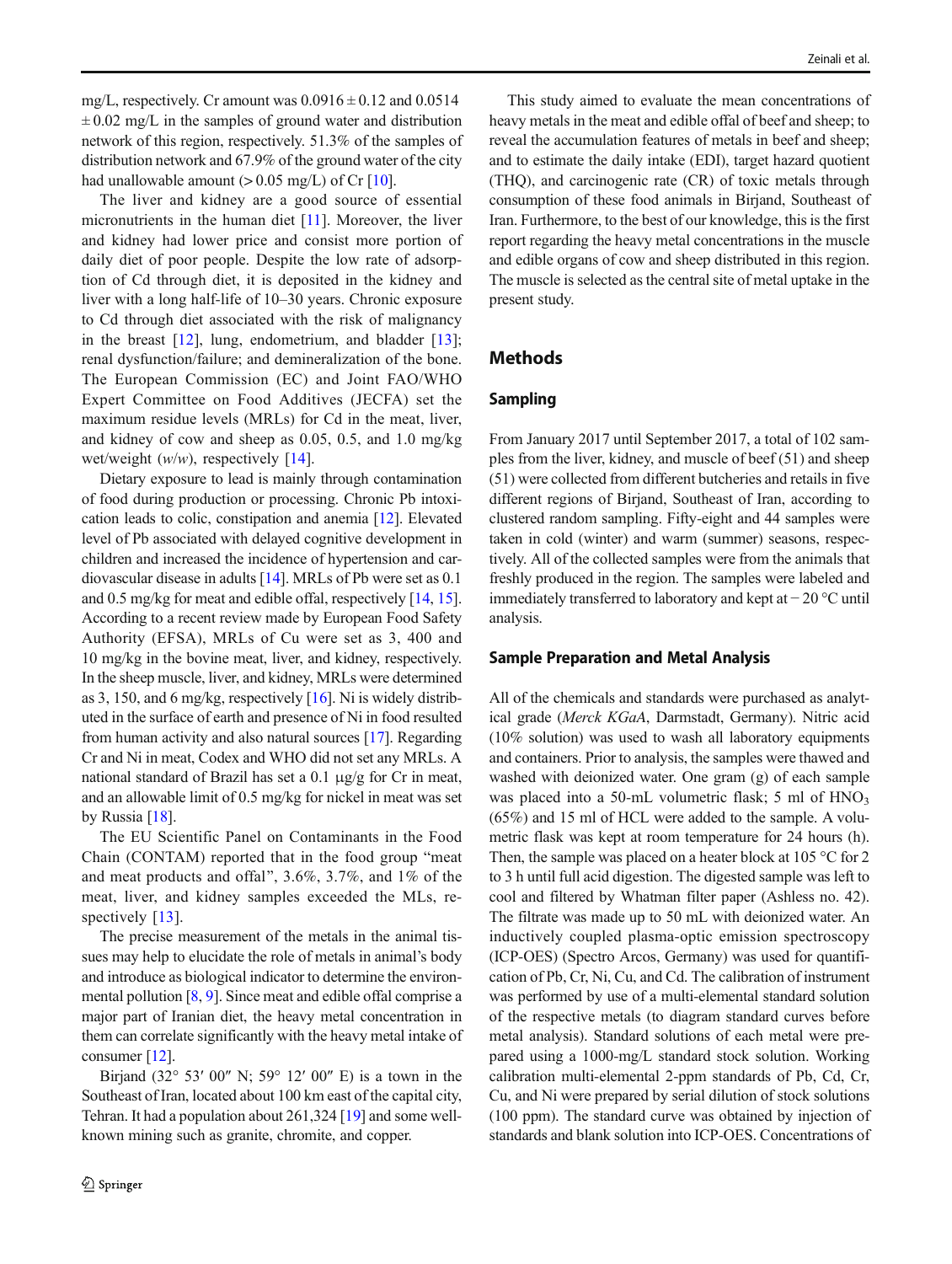mg/L, respectively. Cr amount was 0.0916 ± 0.12 and 0.0514 ± 0.02 mg/L in the samples of ground water and distribution network of this region, respectively. 51.3% of the samples of distribution network and 67.9% of the ground water of the city had unallowable amount (> 0.05 mg/L) of Cr [10].

The liver and kidney are a good source of essential micronutrients in the human diet [11]. Moreover, the liver and kidney had lower price and consist more portion of daily diet of poor people. Despite the low rate of adsorption of Cd through diet, it is deposited in the kidney and liver with a long half-life of 10–30 years. Chronic exposure to Cd through diet associated with the risk of malignancy in the breast [12], lung, endometrium, and bladder [13]; renal dysfunction/failure; and demineralization of the bone. The European Commission (EC) and Joint FAO/WHO Expert Committee on Food Additives (JECFA) set the maximum residue levels (MRLs) for Cd in the meat, liver, and kidney of cow and sheep as 0.05, 0.5, and 1.0 mg/kg wet/weight (*w*/*w*), respectively [14].

Dietary exposure to lead is mainly through contamination of food during production or processing. Chronic Pb intoxication leads to colic, constipation and anemia [12]. Elevated level of Pb associated with delayed cognitive development in children and increased the incidence of hypertension and cardiovascular disease in adults [14]. MRLs of Pb were set as 0.1 and 0.5 mg/kg for meat and edible offal, respectively [14, 15]. According to a recent review made by European Food Safety Authority (EFSA), MRLs of Cu were set as 3, 400 and 10 mg/kg in the bovine meat, liver, and kidney, respectively. In the sheep muscle, liver, and kidney, MRLs were determined as 3, 150, and 6 mg/kg, respectively [16]. Ni is widely distributed in the surface of earth and presence of Ni in food resulted from human activity and also natural sources [17]. Regarding Cr and Ni in meat, Codex and WHO did not set any MRLs. A national standard of Brazil has set a 0.1 μg/g for Cr in meat, and an allowable limit of 0.5 mg/kg for nickel in meat was set by Russia [18].

The EU Scientific Panel on Contaminants in the Food Chain (CONTAM) reported that in the food group "meat and meat products and offal", 3.6%, 3.7%, and 1% of the meat, liver, and kidney samples exceeded the MLs, respectively [13].

The precise measurement of the metals in the animal tissues may help to elucidate the role of metals in animal's body and introduce as biological indicator to determine the environmental pollution [8, 9]. Since meat and edible offal comprise a major part of Iranian diet, the heavy metal concentration in them can correlate significantly with the heavy metal intake of consumer [12].

Birjand (32° 53′ 00″ N; 59° 12′ 00″ E) is a town in the Southeast of Iran, located about 100 km east of the capital city, Tehran. It had a population about 261,324 [19] and some well-known mining such as granite, chromite, and copper.

This study aimed to evaluate the mean concentrations of heavy metals in the meat and edible offal of beef and sheep; to reveal the accumulation features of metals in beef and sheep; and to estimate the daily intake (EDI), target hazard quotient (THQ), and carcinogenic rate (CR) of toxic metals through consumption of these food animals in Birjand, Southeast of Iran. Furthermore, to the best of our knowledge, this is the first report regarding the heavy metal concentrations in the muscle and edible organs of cow and sheep distributed in this region. The muscle is selected as the central site of metal uptake in the present study.

## Methods

### Sampling

From January 2017 until September 2017, a total of 102 samples from the liver, kidney, and muscle of beef (51) and sheep (51) were collected from different butcheries and retails in five different regions of Birjand, Southeast of Iran, according to clustered random sampling. Fifty-eight and 44 samples were taken in cold (winter) and warm (summer) seasons, respectively. All of the collected samples were from the animals that freshly produced in the region. The samples were labeled and immediately transferred to laboratory and kept at − 20 °C until analysis.

### Sample Preparation and Metal Analysis

All of the chemicals and standards were purchased as analytical grade (*Merck KGaA*, Darmstadt, Germany). Nitric acid (10% solution) was used to wash all laboratory equipments and containers. Prior to analysis, the samples were thawed and washed with deionized water. One gram (g) of each sample was placed into a 50-mL volumetric flask; 5 ml of $HNO_3$ (65%) and 15 ml of HCL were added to the sample. A volumetric flask was kept at room temperature for 24 hours (h). Then, the sample was placed on a heater block at 105 °C for 2 to 3 h until full acid digestion. The digested sample was left to cool and filtered by Whatman filter paper (Ashless no. 42). The filtrate was made up to 50 mL with deionized water. An inductively coupled plasma-optic emission spectroscopy (ICP-OES) (Spectro Arcos, Germany) was used for quantification of Pb, Cr, Ni, Cu, and Cd. The calibration of instrument was performed by use of a multi-elemental standard solution of the respective metals (to diagram standard curves before metal analysis). Standard solutions of each metal were prepared using a 1000-mg/L standard stock solution. Working calibration multi-elemental 2-ppm standards of Pb, Cd, Cr, Cu, and Ni were prepared by serial dilution of stock solutions (100 ppm). The standard curve was obtained by injection of standards and blank solution into ICP-OES. Concentrations of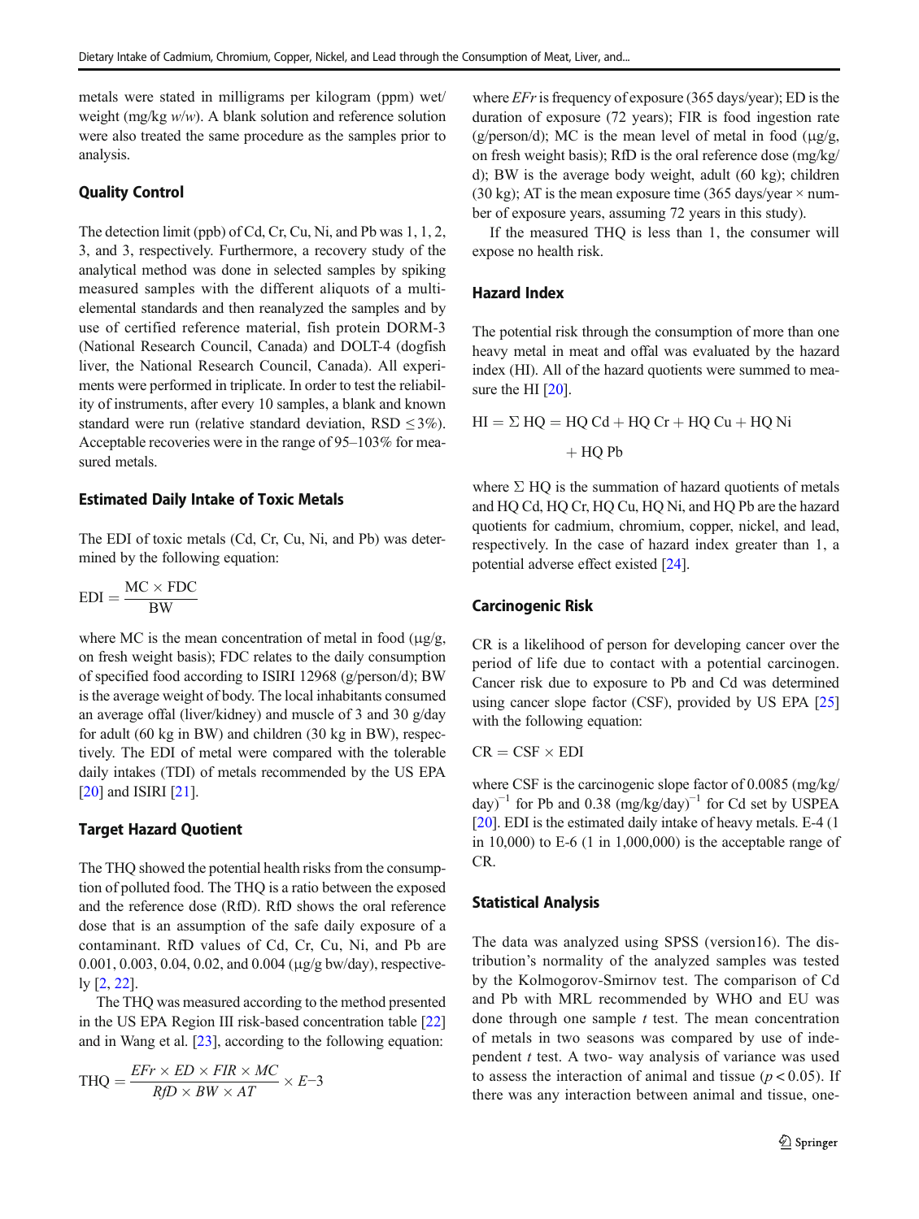metals were stated in milligrams per kilogram (ppm) wet/weight (mg/kg *w/w*). A blank solution and reference solution were also treated the same procedure as the samples prior to analysis.

### Quality Control

The detection limit (ppb) of Cd, Cr, Cu, Ni, and Pb was 1, 1, 2, 3, and 3, respectively. Furthermore, a recovery study of the analytical method was done in selected samples by spiking measured samples with the different aliquots of a multi-elemental standards and then reanalyzed the samples and by use of certified reference material, fish protein DORM-3 (National Research Council, Canada) and DOLT-4 (dogfish liver, the National Research Council, Canada). All experiments were performed in triplicate. In order to test the reliability of instruments, after every 10 samples, a blank and known standard were run (relative standard deviation, RSD ≤3%). Acceptable recoveries were in the range of 95–103% for measured metals.

### Estimated Daily Intake of Toxic Metals

The EDI of toxic metals (Cd, Cr, Cu, Ni, and Pb) was determined by the following equation:

$$\mathrm{EDI} = \frac{\mathrm{MC} \times \mathrm{FDC}}{\mathrm{BW}}$$

where MC is the mean concentration of metal in food (μg/g, on fresh weight basis); FDC relates to the daily consumption of specified food according to ISIRI 12968 (g/person/d); BW is the average weight of body. The local inhabitants consumed an average offal (liver/kidney) and muscle of 3 and 30 g/day for adult (60 kg in BW) and children (30 kg in BW), respectively. The EDI of metal were compared with the tolerable daily intakes (TDI) of metals recommended by the US EPA [20] and ISIRI [21].

### Target Hazard Quotient

The THQ showed the potential health risks from the consumption of polluted food. The THQ is a ratio between the exposed and the reference dose (RfD). RfD shows the oral reference dose that is an assumption of the safe daily exposure of a contaminant. RfD values of Cd, Cr, Cu, Ni, and Pb are 0.001, 0.003, 0.04, 0.02, and 0.004 (μg/g bw/day), respectively [2, 22].

The THQ was measured according to the method presented in the US EPA Region III risk-based concentration table [22] and in Wang et al. [23], according to the following equation:

$$\mathrm{THQ} = \frac{EFr \times ED \times FIR \times MC}{RfD \times BW \times AT} \times E{-3}$$

where *EFr* is frequency of exposure (365 days/year); ED is the duration of exposure (72 years); FIR is food ingestion rate (g/person/d); MC is the mean level of metal in food (μg/g, on fresh weight basis); RfD is the oral reference dose (mg/kg/d); BW is the average body weight, adult (60 kg); children (30 kg); AT is the mean exposure time (365 days/year × number of exposure years, assuming 72 years in this study).

If the measured THQ is less than 1, the consumer will expose no health risk.

### Hazard Index

The potential risk through the consumption of more than one heavy metal in meat and offal was evaluated by the hazard index (HI). All of the hazard quotients were summed to measure the HI [20].

$$\mathrm{HI} = \Sigma\,\mathrm{HQ} = \mathrm{HQ\ Cd} + \mathrm{HQ\ Cr} + \mathrm{HQ\ Cu} + \mathrm{HQ\ Ni} + \mathrm{HQ\ Pb}$$

where Σ HQ is the summation of hazard quotients of metals and HQ Cd, HQ Cr, HQ Cu, HQ Ni, and HQ Pb are the hazard quotients for cadmium, chromium, copper, nickel, and lead, respectively. In the case of hazard index greater than 1, a potential adverse effect existed [24].

### Carcinogenic Risk

CR is a likelihood of person for developing cancer over the period of life due to contact with a potential carcinogen. Cancer risk due to exposure to Pb and Cd was determined using cancer slope factor (CSF), provided by US EPA [25] with the following equation:

$$\mathrm{CR} = \mathrm{CSF} \times \mathrm{EDI}$$

where CSF is the carcinogenic slope factor of 0.0085 $(\mathrm{mg/kg/day})^{-1}$ for Pb and 0.38 $(\mathrm{mg/kg/day})^{-1}$ for Cd set by USPEA [20]. EDI is the estimated daily intake of heavy metals. E-4 (1 in 10,000) to E-6 (1 in 1,000,000) is the acceptable range of CR.

### Statistical Analysis

The data was analyzed using SPSS (version16). The distribution's normality of the analyzed samples was tested by the Kolmogorov-Smirnov test. The comparison of Cd and Pb with MRL recommended by WHO and EU was done through one sample *t* test. The mean concentration of metals in two seasons was compared by use of independent *t* test. A two- way analysis of variance was used to assess the interaction of animal and tissue ($p < 0.05$). If there was any interaction between animal and tissue, one-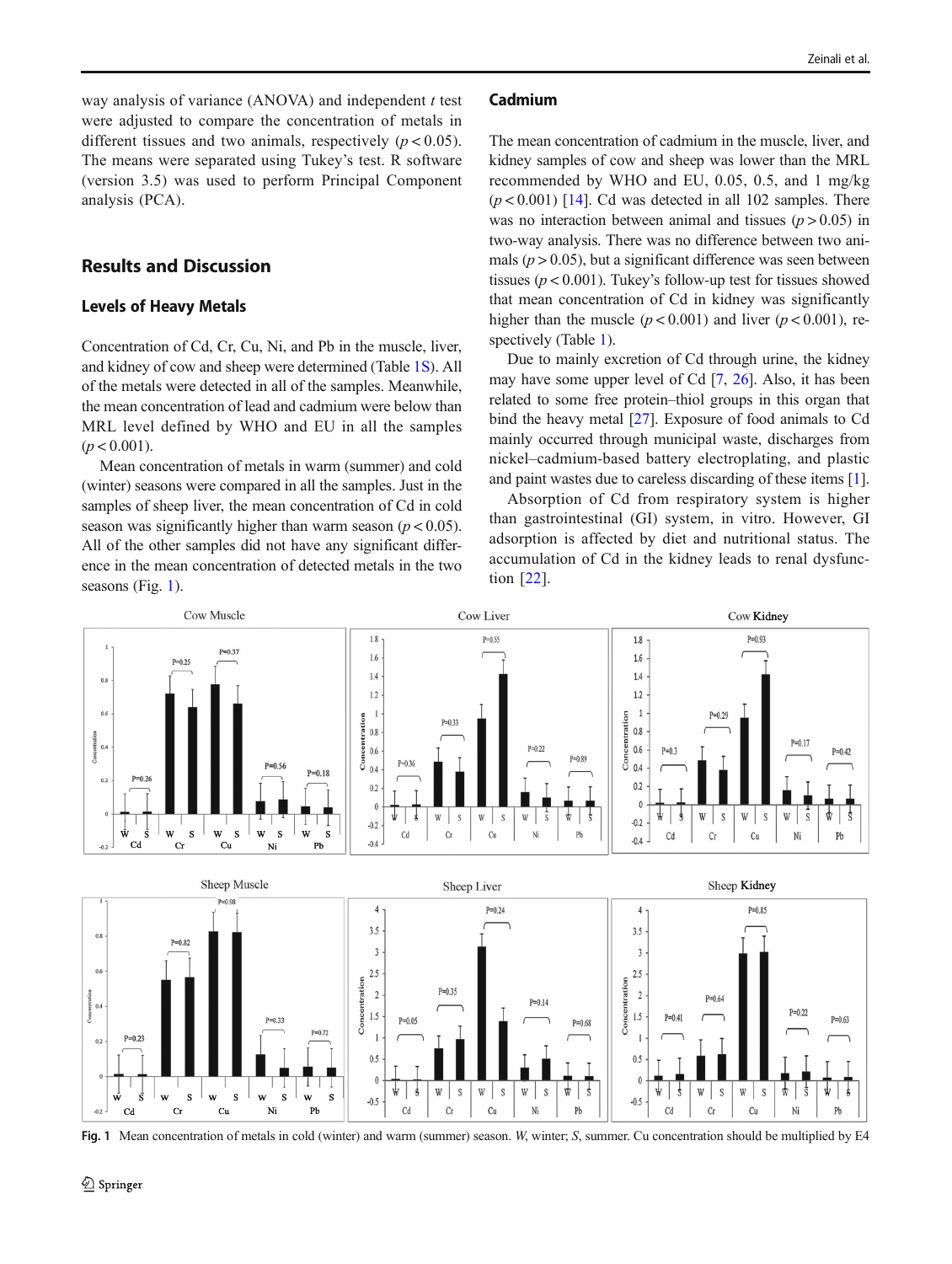way analysis of variance (ANOVA) and independent *t* test were adjusted to compare the concentration of metals in different tissues and two animals, respectively ($p < 0.05$). The means were separated using Tukey's test. R software (version 3.5) was used to perform Principal Component analysis (PCA).

## Results and Discussion

### Levels of Heavy Metals

Concentration of Cd, Cr, Cu, Ni, and Pb in the muscle, liver, and kidney of cow and sheep were determined (Table 1S). All of the metals were detected in all of the samples. Meanwhile, the mean concentration of lead and cadmium were below than MRL level defined by WHO and EU in all the samples ($p < 0.001$).

Mean concentration of metals in warm (summer) and cold (winter) seasons were compared in all the samples. Just in the samples of sheep liver, the mean concentration of Cd in cold season was significantly higher than warm season ($p < 0.05$). All of the other samples did not have any significant difference in the mean concentration of detected metals in the two seasons (Fig. 1).

### Cadmium

The mean concentration of cadmium in the muscle, liver, and kidney samples of cow and sheep was lower than the MRL recommended by WHO and EU, 0.05, 0.5, and 1 mg/kg ($p < 0.001$) [14]. Cd was detected in all 102 samples. There was no interaction between animal and tissues ($p > 0.05$) in two-way analysis. There was no difference between two animals ($p > 0.05$), but a significant difference was seen between tissues ($p < 0.001$). Tukey's follow-up test for tissues showed that mean concentration of Cd in kidney was significantly higher than the muscle ($p < 0.001$) and liver ($p < 0.001$), respectively (Table 1).

Due to mainly excretion of Cd through urine, the kidney may have some upper level of Cd [7, 26]. Also, it has been related to some free protein–thiol groups in this organ that bind the heavy metal [27]. Exposure of food animals to Cd mainly occurred through municipal waste, discharges from nickel–cadmium-based battery electroplating, and plastic and paint wastes due to careless discarding of these items [1].

Absorption of Cd from respiratory system is higher than gastrointestinal (GI) system, in vitro. However, GI adsorption is affected by diet and nutritional status. The accumulation of Cd in the kidney leads to renal dysfunction [22].

**Fig. 1** Mean concentration of metals in cold (winter) and warm (summer) season. *W*, winter; *S*, summer. Cu concentration should be multiplied by E4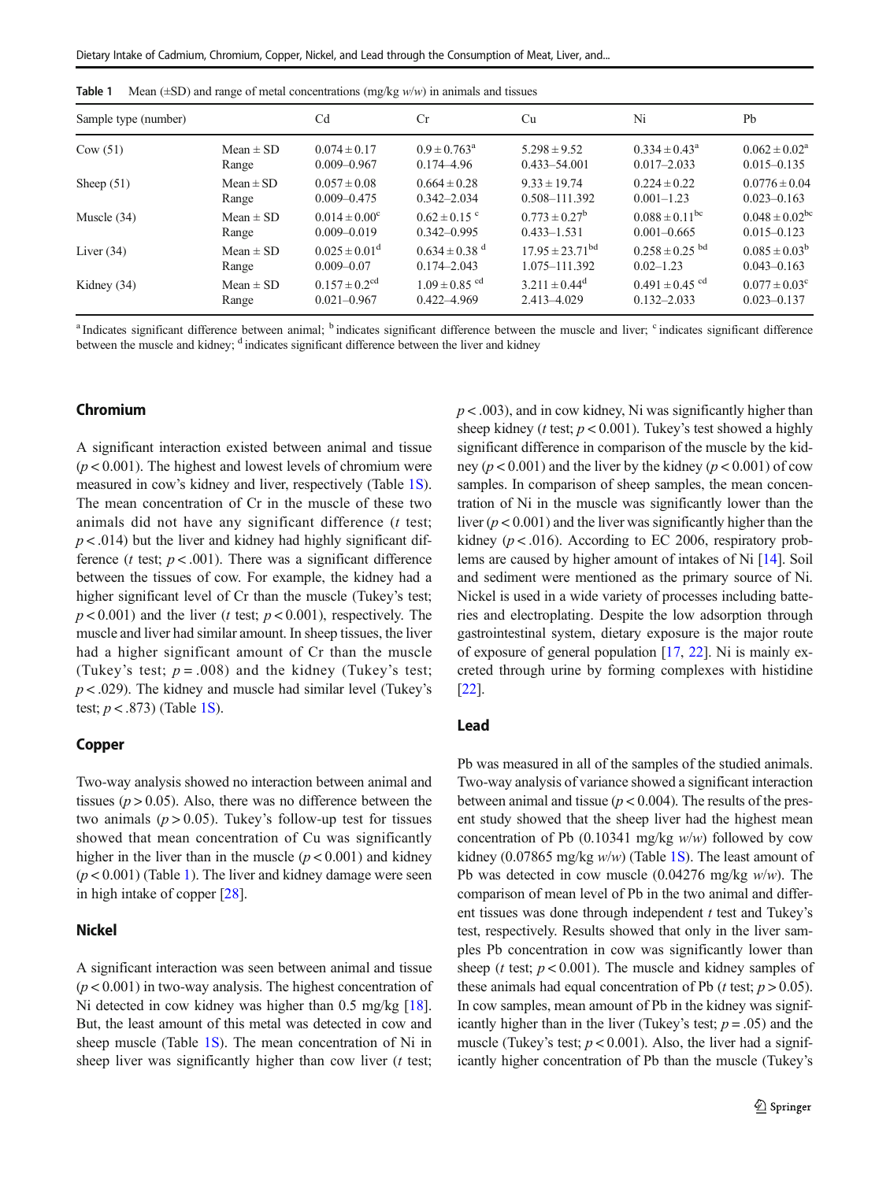**Table 1** Mean (±SD) and range of metal concentrations (mg/kg *w/w*) in animals and tissues

| Sample type (number) | | Cd | Cr | Cu | Ni | Pb |
|---|---|---|---|---|---|---|
| Cow (51) | Mean ± SD | 0.074 ± 0.17 | 0.9 ± 0.763[a] | 5.298 ± 9.52 | 0.334 ± 0.43[a] | 0.062 ± 0.02[a] |
| | Range | 0.009–0.967 | 0.174–4.96 | 0.433–54.001 | 0.017–2.033 | 0.015–0.135 |
| Sheep (51) | Mean ± SD | 0.057 ± 0.08 | 0.664 ± 0.28 | 9.33 ± 19.74 | 0.224 ± 0.22 | 0.0776 ± 0.04 |
| | Range | 0.009–0.475 | 0.342–2.034 | 0.508–111.392 | 0.001–1.23 | 0.023–0.163 |
| Muscle (34) | Mean ± SD | 0.014 ± 0.00[c] | 0.62 ± 0.15 [c] | 0.773 ± 0.27[b] | 0.088 ± 0.11[bc] | 0.048 ± 0.02[bc] |
| | Range | 0.009–0.019 | 0.342–0.995 | 0.433–1.531 | 0.001–0.665 | 0.015–0.123 |
| Liver (34) | Mean ± SD | 0.025 ± 0.01[d] | 0.634 ± 0.38 [d] | 17.95 ± 23.71[bd] | 0.258 ± 0.25 [bd] | 0.085 ± 0.03[b] |
| | Range | 0.009–0.07 | 0.174–2.043 | 1.075–111.392 | 0.02–1.23 | 0.043–0.163 |
| Kidney (34) | Mean ± SD | 0.157 ± 0.2[cd] | 1.09 ± 0.85 [cd] | 3.211 ± 0.44[d] | 0.491 ± 0.45 [cd] | 0.077 ± 0.03[c] |
| | Range | 0.021–0.967 | 0.422–4.969 | 2.413–4.029 | 0.132–2.033 | 0.023–0.137 |

[a] Indicates significant difference between animal; [b] indicates significant difference between the muscle and liver; [c] indicates significant difference between the muscle and kidney; [d] indicates significant difference between the liver and kidney

## Chromium

A significant interaction existed between animal and tissue ($p < 0.001$). The highest and lowest levels of chromium were measured in cow's kidney and liver, respectively (Table 1S). The mean concentration of Cr in the muscle of these two animals did not have any significant difference (*t* test; $p < .014$) but the liver and kidney had highly significant difference (*t* test; $p < .001$). There was a significant difference between the tissues of cow. For example, the kidney had a higher significant level of Cr than the muscle (Tukey's test; $p < 0.001$) and the liver (*t* test; $p < 0.001$), respectively. The muscle and liver had similar amount. In sheep tissues, the liver had a higher significant amount of Cr than the muscle (Tukey's test; $p = .008$) and the kidney (Tukey's test; $p < .029$). The kidney and muscle had similar level (Tukey's test; $p < .873$) (Table 1S).

## Copper

Two-way analysis showed no interaction between animal and tissues ($p > 0.05$). Also, there was no difference between the two animals ($p > 0.05$). Tukey's follow-up test for tissues showed that mean concentration of Cu was significantly higher in the liver than in the muscle ($p < 0.001$) and kidney ($p < 0.001$) (Table 1). The liver and kidney damage were seen in high intake of copper [28].

## Nickel

A significant interaction was seen between animal and tissue ($p < 0.001$) in two-way analysis. The highest concentration of Ni detected in cow kidney was higher than 0.5 mg/kg [18]. But, the least amount of this metal was detected in cow and sheep muscle (Table 1S). The mean concentration of Ni in sheep liver was significantly higher than cow liver (*t* test; $p < .003$), and in cow kidney, Ni was significantly higher than sheep kidney (*t* test; $p < 0.001$). Tukey's test showed a highly significant difference in comparison of the muscle by the kidney ($p < 0.001$) and the liver by the kidney ($p < 0.001$) of cow samples. In comparison of sheep samples, the mean concentration of Ni in the muscle was significantly lower than the liver ($p < 0.001$) and the liver was significantly higher than the kidney ($p < .016$). According to EC 2006, respiratory problems are caused by higher amount of intakes of Ni [14]. Soil and sediment were mentioned as the primary source of Ni. Nickel is used in a wide variety of processes including batteries and electroplating. Despite the low adsorption through gastrointestinal system, dietary exposure is the major route of exposure of general population [17, 22]. Ni is mainly excreted through urine by forming complexes with histidine [22].

## Lead

Pb was measured in all of the samples of the studied animals. Two-way analysis of variance showed a significant interaction between animal and tissue ($p < 0.004$). The results of the present study showed that the sheep liver had the highest mean concentration of Pb (0.10341 mg/kg *w/w*) followed by cow kidney (0.07865 mg/kg *w/w*) (Table 1S). The least amount of Pb was detected in cow muscle (0.04276 mg/kg *w/w*). The comparison of mean level of Pb in the two animal and different tissues was done through independent *t* test and Tukey's test, respectively. Results showed that only in the liver samples Pb concentration in cow was significantly lower than sheep (*t* test; $p < 0.001$). The muscle and kidney samples of these animals had equal concentration of Pb (*t* test; $p > 0.05$). In cow samples, mean amount of Pb in the kidney was significantly higher than in the liver (Tukey's test; $p = .05$) and the muscle (Tukey's test; $p < 0.001$). Also, the liver had a significantly higher concentration of Pb than the muscle (Tukey's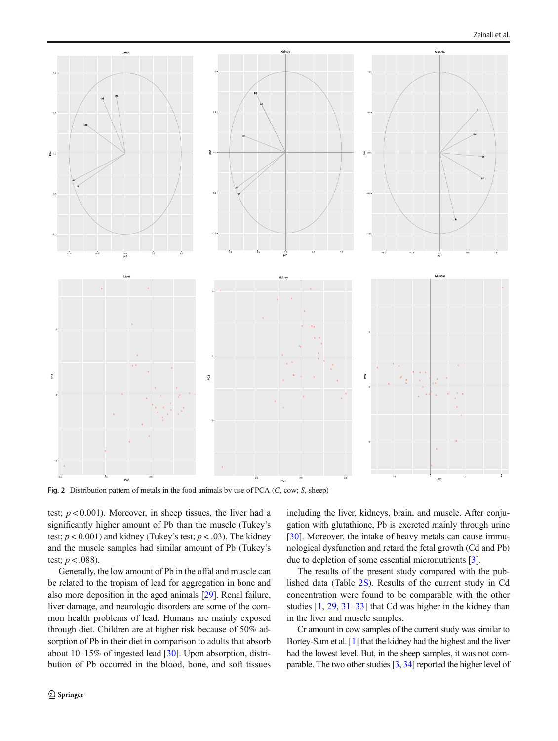Fig. 2 Distribution pattern of metals in the food animals by use of PCA (*C*, cow; *S*, sheep)

test; $p < 0.001$). Moreover, in sheep tissues, the liver had a significantly higher amount of Pb than the muscle (Tukey's test; $p < 0.001$) and kidney (Tukey's test; $p < .03$). The kidney and the muscle samples had similar amount of Pb (Tukey's test; $p < .088$).

Generally, the low amount of Pb in the offal and muscle can be related to the tropism of lead for aggregation in bone and also more deposition in the aged animals [29]. Renal failure, liver damage, and neurologic disorders are some of the common health problems of lead. Humans are mainly exposed through diet. Children are at higher risk because of 50% adsorption of Pb in their diet in comparison to adults that absorb about 10–15% of ingested lead [30]. Upon absorption, distribution of Pb occurred in the blood, bone, and soft tissues including the liver, kidneys, brain, and muscle. After conjugation with glutathione, Pb is excreted mainly through urine [30]. Moreover, the intake of heavy metals can cause immunological dysfunction and retard the fetal growth (Cd and Pb) due to depletion of some essential micronutrients [3].

The results of the present study compared with the published data (Table 2S). Results of the current study in Cd concentration were found to be comparable with the other studies [1, 29, 31–33] that Cd was higher in the kidney than in the liver and muscle samples.

Cr amount in cow samples of the current study was similar to Bortey-Sam et al. [1] that the kidney had the highest and the liver had the lowest level. But, in the sheep samples, it was not comparable. The two other studies [3, 34] reported the higher level of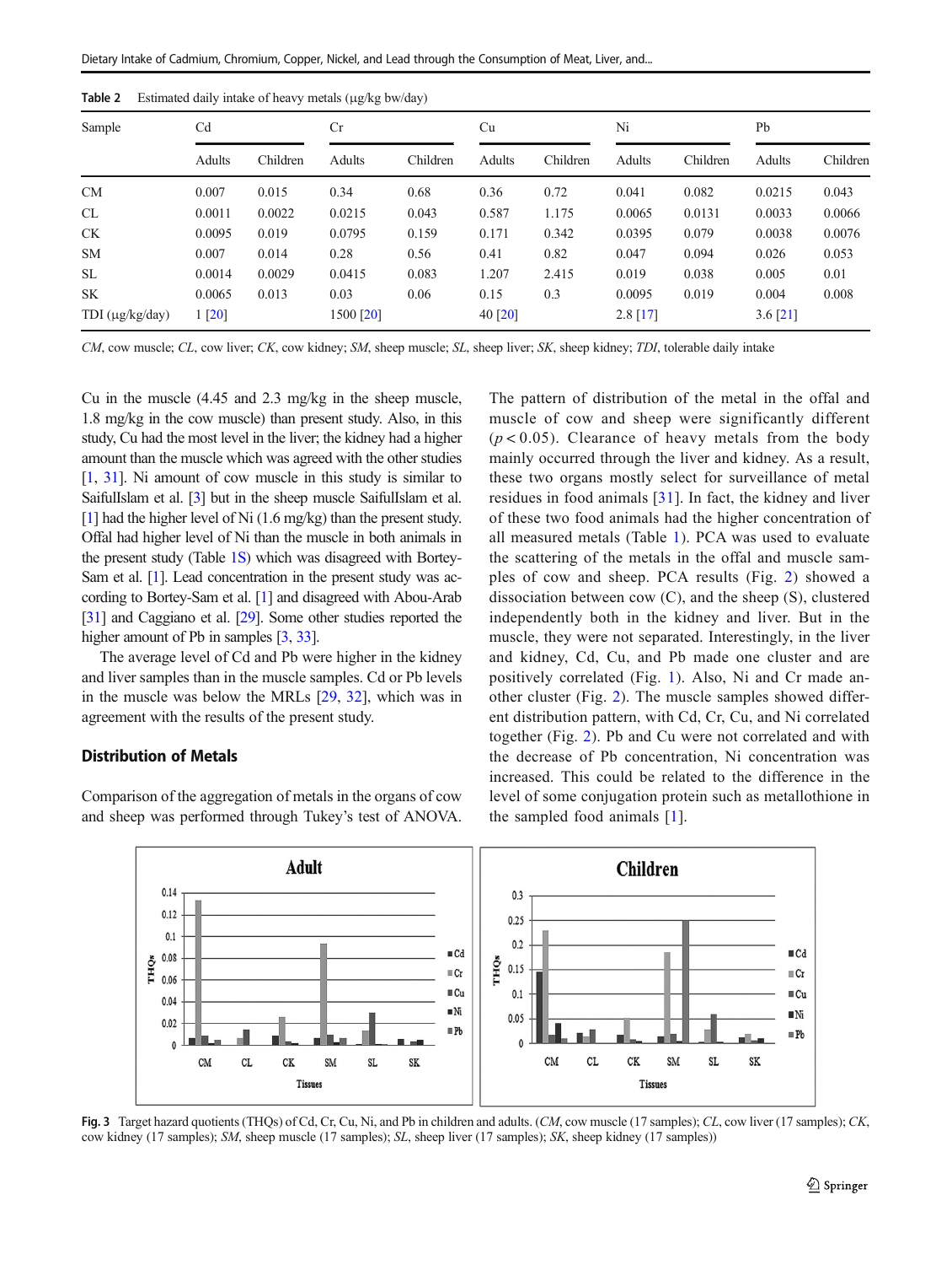Table 2 Estimated daily intake of heavy metals (μg/kg bw/day)

| Sample | Cd | | Cr | | Cu | | Ni | | Pb | |
|---|---|---|---|---|---|---|---|---|---|---|
| | Adults | Children | Adults | Children | Adults | Children | Adults | Children | Adults | Children |
| CM | 0.007 | 0.015 | 0.34 | 0.68 | 0.36 | 0.72 | 0.041 | 0.082 | 0.0215 | 0.043 |
| CL | 0.0011 | 0.0022 | 0.0215 | 0.043 | 0.587 | 1.175 | 0.0065 | 0.0131 | 0.0033 | 0.0066 |
| CK | 0.0095 | 0.019 | 0.0795 | 0.159 | 0.171 | 0.342 | 0.0395 | 0.079 | 0.0038 | 0.0076 |
| SM | 0.007 | 0.014 | 0.28 | 0.56 | 0.41 | 0.82 | 0.047 | 0.094 | 0.026 | 0.053 |
| SL | 0.0014 | 0.0029 | 0.0415 | 0.083 | 1.207 | 2.415 | 0.019 | 0.038 | 0.005 | 0.01 |
| SK | 0.0065 | 0.013 | 0.03 | 0.06 | 0.15 | 0.3 | 0.0095 | 0.019 | 0.004 | 0.008 |
| TDI (μg/kg/day) | 1 [20] | | 1500 [20] | | 40 [20] | | 2.8 [17] | | 3.6 [21] | |

*CM*, cow muscle; *CL*, cow liver; *CK*, cow kidney; *SM*, sheep muscle; *SL*, sheep liver; *SK*, sheep kidney; *TDI*, tolerable daily intake

Cu in the muscle (4.45 and 2.3 mg/kg in the sheep muscle, 1.8 mg/kg in the cow muscle) than present study. Also, in this study, Cu had the most level in the liver; the kidney had a higher amount than the muscle which was agreed with the other studies [1, 31]. Ni amount of cow muscle in this study is similar to SaifulIslam et al. [3] but in the sheep muscle SaifulIslam et al. [1] had the higher level of Ni (1.6 mg/kg) than the present study. Offal had higher level of Ni than the muscle in both animals in the present study (Table 1S) which was disagreed with Bortey-Sam et al. [1]. Lead concentration in the present study was according to Bortey-Sam et al. [1] and disagreed with Abou-Arab [31] and Caggiano et al. [29]. Some other studies reported the higher amount of Pb in samples [3, 33].

The average level of Cd and Pb were higher in the kidney and liver samples than in the muscle samples. Cd or Pb levels in the muscle was below the MRLs [29, 32], which was in agreement with the results of the present study.

## Distribution of Metals

Comparison of the aggregation of metals in the organs of cow and sheep was performed through Tukey's test of ANOVA. The pattern of distribution of the metal in the offal and muscle of cow and sheep were significantly different ($p < 0.05$). Clearance of heavy metals from the body mainly occurred through the liver and kidney. As a result, these two organs mostly select for surveillance of metal residues in food animals [31]. In fact, the kidney and liver of these two food animals had the higher concentration of all measured metals (Table 1). PCA was used to evaluate the scattering of the metals in the offal and muscle samples of cow and sheep. PCA results (Fig. 2) showed a dissociation between cow (C), and the sheep (S), clustered independently both in the kidney and liver. But in the muscle, they were not separated. Interestingly, in the liver and kidney, Cd, Cu, and Pb made one cluster and are positively correlated (Fig. 1). Also, Ni and Cr made another cluster (Fig. 2). The muscle samples showed different distribution pattern, with Cd, Cr, Cu, and Ni correlated together (Fig. 2). Pb and Cu were not correlated and with the decrease of Pb concentration, Ni concentration was increased. This could be related to the difference in the level of some conjugation protein such as metallothione in the sampled food animals [1].

**Fig. 3** Target hazard quotients (THQs) of Cd, Cr, Cu, Ni, and Pb in children and adults. (*CM*, cow muscle (17 samples); *CL*, cow liver (17 samples); *CK*, cow kidney (17 samples); *SM*, sheep muscle (17 samples); *SL*, sheep liver (17 samples); *SK*, sheep kidney (17 samples))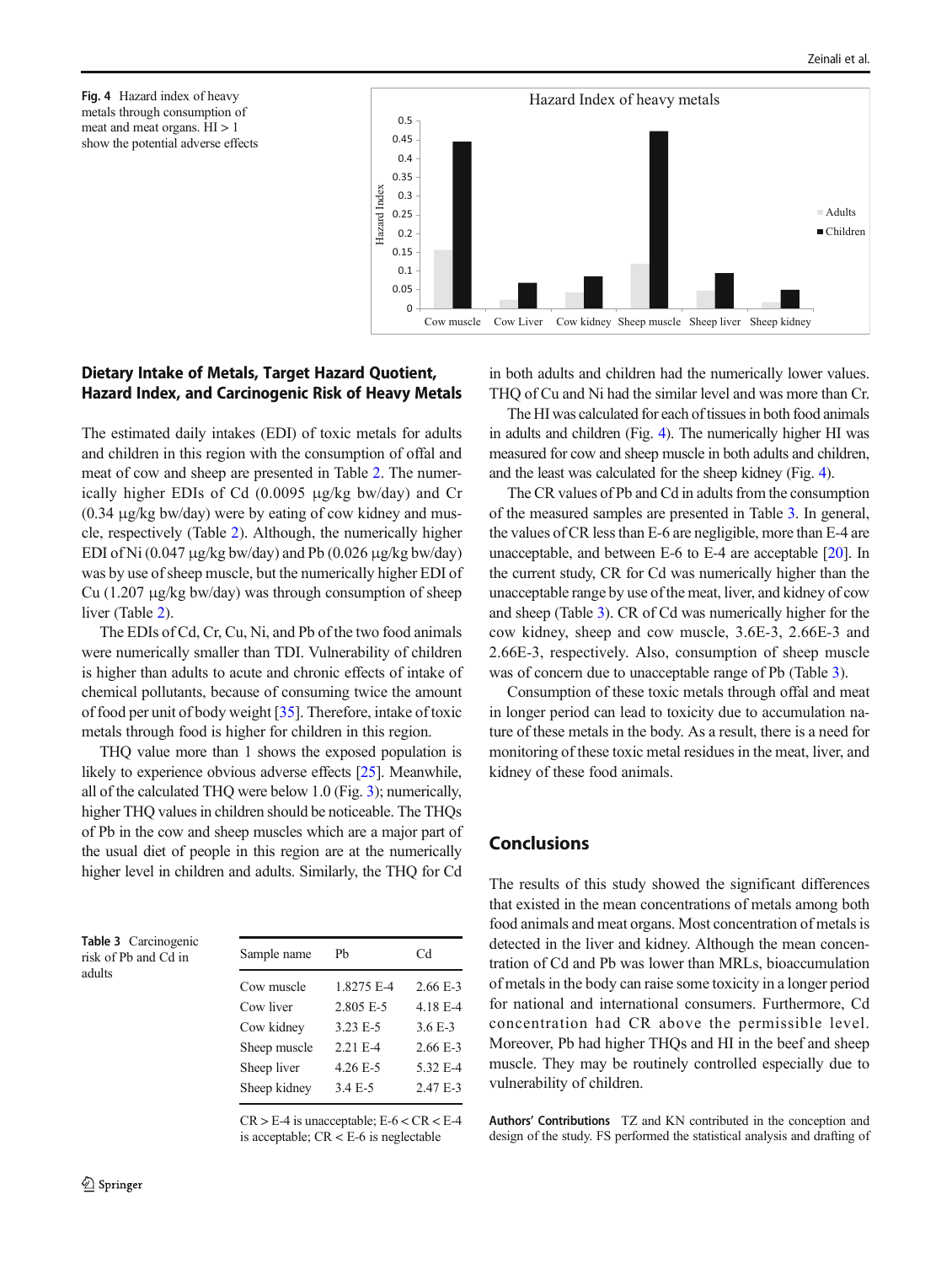Fig. 4 Hazard index of heavy metals through consumption of meat and meat organs. HI > 1 show the potential adverse effects

## Dietary Intake of Metals, Target Hazard Quotient, Hazard Index, and Carcinogenic Risk of Heavy Metals

The estimated daily intakes (EDI) of toxic metals for adults and children in this region with the consumption of offal and meat of cow and sheep are presented in Table 2. The numerically higher EDIs of Cd (0.0095 μg/kg bw/day) and Cr (0.34 μg/kg bw/day) were by eating of cow kidney and muscle, respectively (Table 2). Although, the numerically higher EDI of Ni (0.047 μg/kg bw/day) and Pb (0.026 μg/kg bw/day) was by use of sheep muscle, but the numerically higher EDI of Cu (1.207 μg/kg bw/day) was through consumption of sheep liver (Table 2).

The EDIs of Cd, Cr, Cu, Ni, and Pb of the two food animals were numerically smaller than TDI. Vulnerability of children is higher than adults to acute and chronic effects of intake of chemical pollutants, because of consuming twice the amount of food per unit of body weight [35]. Therefore, intake of toxic metals through food is higher for children in this region.

THQ value more than 1 shows the exposed population is likely to experience obvious adverse effects [25]. Meanwhile, all of the calculated THQ were below 1.0 (Fig. 3); numerically, higher THQ values in children should be noticeable. The THQs of Pb in the cow and sheep muscles which are a major part of the usual diet of people in this region are at the numerically higher level in children and adults. Similarly, the THQ for Cd in both adults and children had the numerically lower values. THQ of Cu and Ni had the similar level and was more than Cr.

The HI was calculated for each of tissues in both food animals in adults and children (Fig. 4). The numerically higher HI was measured for cow and sheep muscle in both adults and children, and the least was calculated for the sheep kidney (Fig. 4).

The CR values of Pb and Cd in adults from the consumption of the measured samples are presented in Table 3. In general, the values of CR less than E-6 are negligible, more than E-4 are unacceptable, and between E-6 to E-4 are acceptable [20]. In the current study, CR for Cd was numerically higher than the unacceptable range by use of the meat, liver, and kidney of cow and sheep (Table 3). CR of Cd was numerically higher for the cow kidney, sheep and cow muscle, 3.6E-3, 2.66E-3 and 2.66E-3, respectively. Also, consumption of sheep muscle was of concern due to unacceptable range of Pb (Table 3).

Consumption of these toxic metals through offal and meat in longer period can lead to toxicity due to accumulation nature of these metals in the body. As a result, there is a need for monitoring of these toxic metal residues in the meat, liver, and kidney of these food animals.

Table 3 Carcinogenic risk of Pb and Cd in adults

| Sample name | Pb | Cd |
|---|---|---|
| Cow muscle | 1.8275 E-4 | 2.66 E-3 |
| Cow liver | 2.805 E-5 | 4.18 E-4 |
| Cow kidney | 3.23 E-5 | 3.6 E-3 |
| Sheep muscle | 2.21 E-4 | 2.66 E-3 |
| Sheep liver | 4.26 E-5 | 5.32 E-4 |
| Sheep kidney | 3.4 E-5 | 2.47 E-3 |

CR > E-4 is unacceptable; E-6 < CR < E-4 is acceptable; CR < E-6 is neglectable

## Conclusions

The results of this study showed the significant differences that existed in the mean concentrations of metals among both food animals and meat organs. Most concentration of metals is detected in the liver and kidney. Although the mean concentration of Cd and Pb was lower than MRLs, bioaccumulation of metals in the body can raise some toxicity in a longer period for national and international consumers. Furthermore, Cd concentration had CR above the permissible level. Moreover, Pb had higher THQs and HI in the beef and sheep muscle. They may be routinely controlled especially due to vulnerability of children.

**Authors' Contributions** TZ and KN contributed in the conception and design of the study. FS performed the statistical analysis and drafting of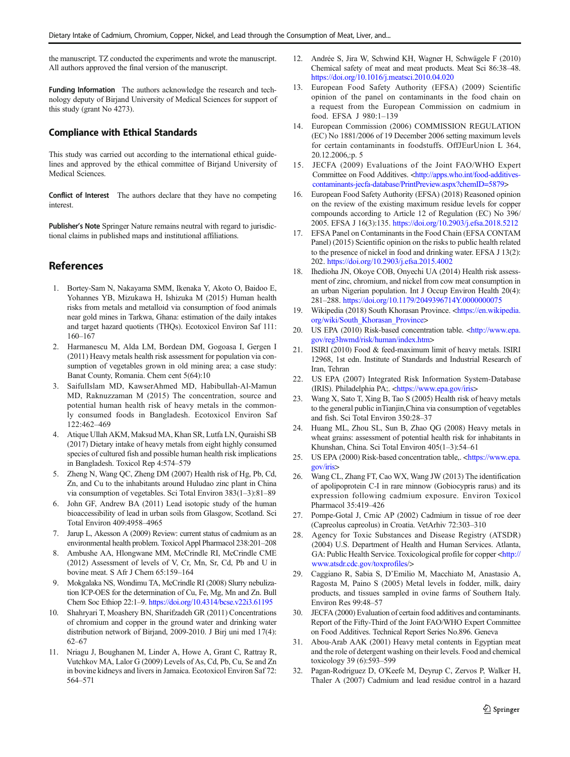the manuscript. TZ conducted the experiments and wrote the manuscript. All authors approved the final version of the manuscript.

**Funding Information** The authors acknowledge the research and technology deputy of Birjand University of Medical Sciences for support of this study (grant No 4273).

## Compliance with Ethical Standards

This study was carried out according to the international ethical guidelines and approved by the ethical committee of Birjand University of Medical Sciences.

**Conflict of Interest** The authors declare that they have no competing interest.

**Publisher's Note** Springer Nature remains neutral with regard to jurisdictional claims in published maps and institutional affiliations.

## References

1. Bortey-Sam N, Nakayama SMM, Ikenaka Y, Akoto O, Baidoo E, Yohannes YB, Mizukawa H, Ishizuka M (2015) Human health risks from metals and metalloid via consumption of food animals near gold mines in Tarkwa, Ghana: estimation of the daily intakes and target hazard quotients (THQs). Ecotoxicol Environ Saf 111: 160–167
2. Harmanescu M, Alda LM, Bordean DM, Gogoasa I, Gergen I (2011) Heavy metals health risk assessment for population via consumption of vegetables grown in old mining area; a case study: Banat County, Romania. Chem cent 5(64):10
3. SaifulIslam MD, KawserAhmed MD, Habibullah-Al-Mamun MD, Raknuzzaman M (2015) The concentration, source and potential human health risk of heavy metals in the commonly consumed foods in Bangladesh. Ecotoxicol Environ Saf 122:462–469
4. Atique Ullah AKM, Maksud MA, Khan SR, Lutfa LN, Quraishi SB (2017) Dietary intake of heavy metals from eight highly consumed species of cultured fish and possible human health risk implications in Bangladesh. Toxicol Rep 4:574–579
5. Zheng N, Wang QC, Zheng DM (2007) Health risk of Hg, Pb, Cd, Zn, and Cu to the inhabitants around Huludao zinc plant in China via consumption of vegetables. Sci Total Environ 383(1–3):81–89
6. John GF, Andrew BA (2011) Lead isotopic study of the human bioaccessibility of lead in urban soils from Glasgow, Scotland. Sci Total Environ 409:4958–4965
7. Jarup L, Akesson A (2009) Review: current status of cadmium as an environmental health problem. Toxicol Appl Pharmacol 238:201–208
8. Ambushe AA, Hlongwane MM, McCrindle RI, McCrindle CME (2012) Assessment of levels of V, Cr, Mn, Sr, Cd, Pb and U in bovine meat. S Afr J Chem 65:159–164
9. Mokgalaka NS, Wondimu TA, McCrindle RI (2008) Slurry nebulization ICP-OES for the determination of Cu, Fe, Mg, Mn and Zn. Bull Chem Soc Ethiop 22:1–9. https://doi.org/10.4314/bcse.v22i3.61195
10. Shahryari T, Moashery BN, Sharifzadeh GR (2011) Concentrations of chromium and copper in the ground water and drinking water distribution network of Birjand, 2009-2010. J Birj uni med 17(4): 62–67
11. Nriagu J, Boughanen M, Linder A, Howe A, Grant C, Rattray R, Vutchkov MA, Lalor G (2009) Levels of As, Cd, Pb, Cu, Se and Zn in bovine kidneys and livers in Jamaica. Ecotoxicol Environ Saf 72: 564–571
12. Andrée S, Jira W, Schwind KH, Wagner H, Schwägele F (2010) Chemical safety of meat and meat products. Meat Sci 86:38–48. https://doi.org/10.1016/j.meatsci.2010.04.020
13. European Food Safety Authority (EFSA) (2009) Scientific opinion of the panel on contaminants in the food chain on a request from the European Commission on cadmium in food. EFSA J 980:1–139
14. European Commission (2006) COMMISSION REGULATION (EC) No 1881/2006 of 19 December 2006 setting maximum levels for certain contaminants in foodstuffs. OffJEurUnion L 364, 20.12.2006,:p. 5
15. JECFA (2009) Evaluations of the Joint FAO/WHO Expert Committee on Food Additives. <http://apps.who.int/food-additives-contaminants-jecfa-database/PrintPreview.aspx?chemID=5879>
16. European Food Safety Authority (EFSA) (2018) Reasoned opinion on the review of the existing maximum residue levels for copper compounds according to Article 12 of Regulation (EC) No 396/2005. EFSA J 16(3):135. https://doi.org/10.2903/j.efsa.2018.5212
17. EFSA Panel on Contaminants in the Food Chain (EFSA CONTAM Panel) (2015) Scientific opinion on the risks to public health related to the presence of nickel in food and drinking water. EFSA J 13(2): 202. https://doi.org/10.2903/j.efsa.2015.4002
18. Ihedioha JN, Okoye COB, Onyechi UA (2014) Health risk assessment of zinc, chromium, and nickel from cow meat consumption in an urban Nigerian population. Int J Occup Environ Health 20(4): 281–288. https://doi.org/10.1179/2049396714Y.0000000075
19. Wikipedia (2018) South Khorasan Province. <https://en.wikipedia.org/wiki/South_Khorasan_Province>
20. US EPA (2010) Risk-based concentration table. <http://www.epa.gov/reg3hwmd/risk/human/index.htm>
21. ISIRI (2010) Food & feed-maximum limit of heavy metals. ISIRI 12968, 1st edn. Institute of Standards and Industrial Research of Iran, Tehran
22. US EPA (2007) Integrated Risk Information System-Database (IRIS). Philadelphia PA;. <https://www.epa.gov/iris>
23. Wang X, Sato T, Xing B, Tao S (2005) Health risk of heavy metals to the general public inTianjin,China via consumption of vegetables and fish. Sci Total Environ 350:28–37
24. Huang ML, Zhou SL, Sun B, Zhao QG (2008) Heavy metals in wheat grains: assessment of potential health risk for inhabitants in Khunshan, China. Sci Total Environ 405(1–3):54–61
25. US EPA (2000) Risk-based concentration table,. <https://www.epa.gov/iris>
26. Wang CL, Zhang FT, Cao WX, Wang JW (2013) The identification of apolipoprotein C-I in rare minnow (Gobiocypris rarus) and its expression following cadmium exposure. Environ Toxicol Pharmacol 35:419–426
27. Pompe-Gotal J, Crnic AP (2002) Cadmium in tissue of roe deer (Capreolus capreolus) in Croatia. VetArhiv 72:303–310
28. Agency for Toxic Substances and Disease Registry (ATSDR) (2004) U.S. Department of Health and Human Services. Atlanta, GA: Public Health Service. Toxicological profile for copper <http://www.atsdr.cdc.gov/toxprofiles/>
29. Caggiano R, Sabia S, D'Emilio M, Macchiato M, Anastasio A, Ragosta M, Paino S (2005) Metal levels in fodder, milk, dairy products, and tissues sampled in ovine farms of Southern Italy. Environ Res 99:48–57
30. JECFA (2000) Evaluation of certain food additives and contaminants. Report of the Fifty-Third of the Joint FAO/WHO Expert Committee on Food Additives. Technical Report Series No.896. Geneva
31. Abou-Arab AAK (2001) Heavy metal contents in Egyptian meat and the role of detergent washing on their levels. Food and chemical toxicology 39 (6):593–599
32. Pagan-Rodriguez D, O'Keefe M, Deyrup C, Zervos P, Walker H, Thaler A (2007) Cadmium and lead residue control in a hazard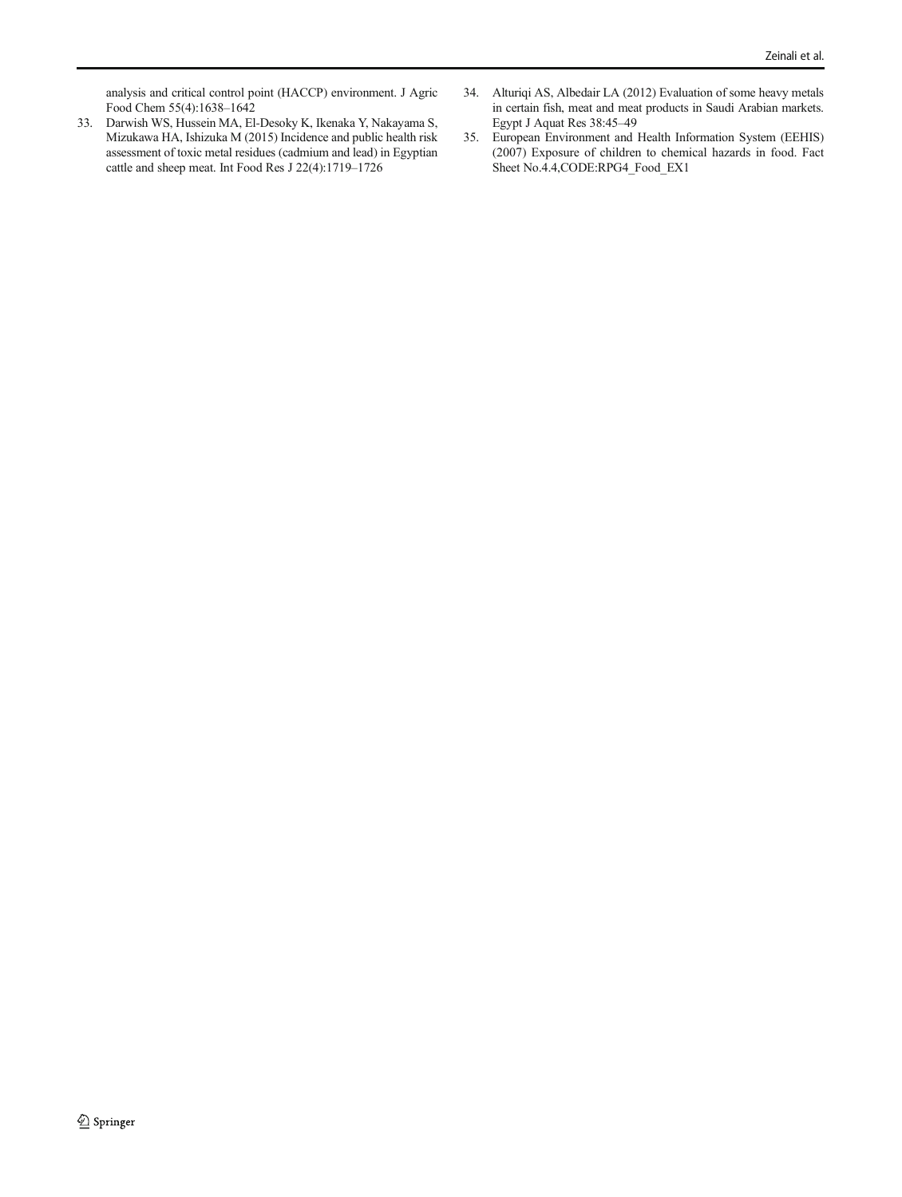analysis and critical control point (HACCP) environment. J Agric Food Chem 55(4):1638–1642

33. Darwish WS, Hussein MA, El-Desoky K, Ikenaka Y, Nakayama S, Mizukawa HA, Ishizuka M (2015) Incidence and public health risk assessment of toxic metal residues (cadmium and lead) in Egyptian cattle and sheep meat. Int Food Res J 22(4):1719–1726
34. Alturiqi AS, Albedair LA (2012) Evaluation of some heavy metals in certain fish, meat and meat products in Saudi Arabian markets. Egypt J Aquat Res 38:45–49
35. European Environment and Health Information System (EEHIS) (2007) Exposure of children to chemical hazards in food. Fact Sheet No.4.4,CODE:RPG4_Food_EX1